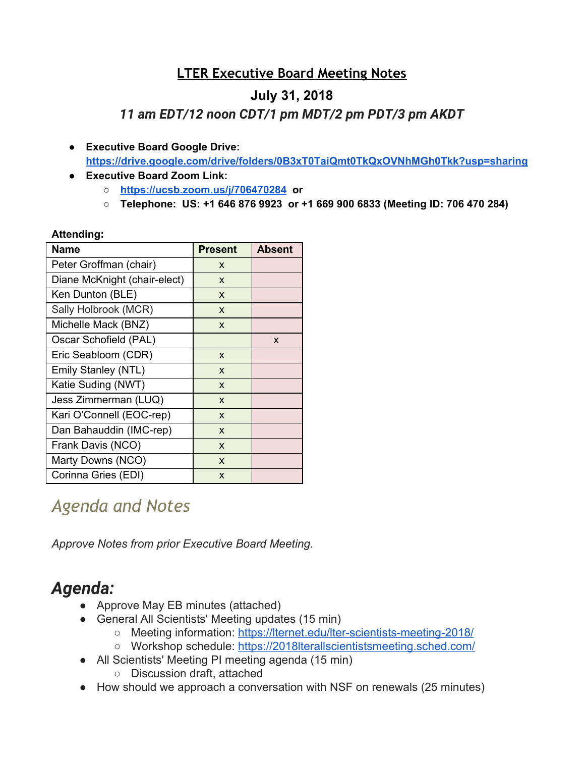# LTER Executive Board Meeting Notes

## July 31, 2018

### *11 am EDT/12 noon CDT/1 pm MDT/2 pm PDT/3 pm AKDT*

- **Executive Board Google Drive:** **https://drive.google.com/drive/folders/0B3xT0TaiQmt0TkQxOVNhMGh0Tkk?usp=sharing**
- **Executive Board Zoom Link:**
  - **https://ucsb.zoom.us/j/706470284 or**
  - **Telephone: US: +1 646 876 9923 or +1 669 900 6833 (Meeting ID: 706 470 284)**

**Attending:**

| Name | Present | Absent |
|---|---|---|
| Peter Groffman (chair) | x | |
| Diane McKnight (chair-elect) | x | |
| Ken Dunton (BLE) | x | |
| Sally Holbrook (MCR) | x | |
| Michelle Mack (BNZ) | x | |
| Oscar Schofield (PAL) | | x |
| Eric Seabloom (CDR) | x | |
| Emily Stanley (NTL) | x | |
| Katie Suding (NWT) | x | |
| Jess Zimmerman (LUQ) | x | |
| Kari O'Connell (EOC-rep) | x | |
| Dan Bahauddin (IMC-rep) | x | |
| Frank Davis (NCO) | x | |
| Marty Downs (NCO) | x | |
| Corinna Gries (EDI) | x | |

## *Agenda and Notes*

*Approve Notes from prior Executive Board Meeting.*

## *Agenda:*

- Approve May EB minutes (attached)
- General All Scientists' Meeting updates (15 min)
  - Meeting information: https://lternet.edu/lter-scientists-meeting-2018/
  - Workshop schedule: https://2018lterallscientistsmeeting.sched.com/
- All Scientists' Meeting PI meeting agenda (15 min)
  - Discussion draft, attached
- How should we approach a conversation with NSF on renewals (25 minutes)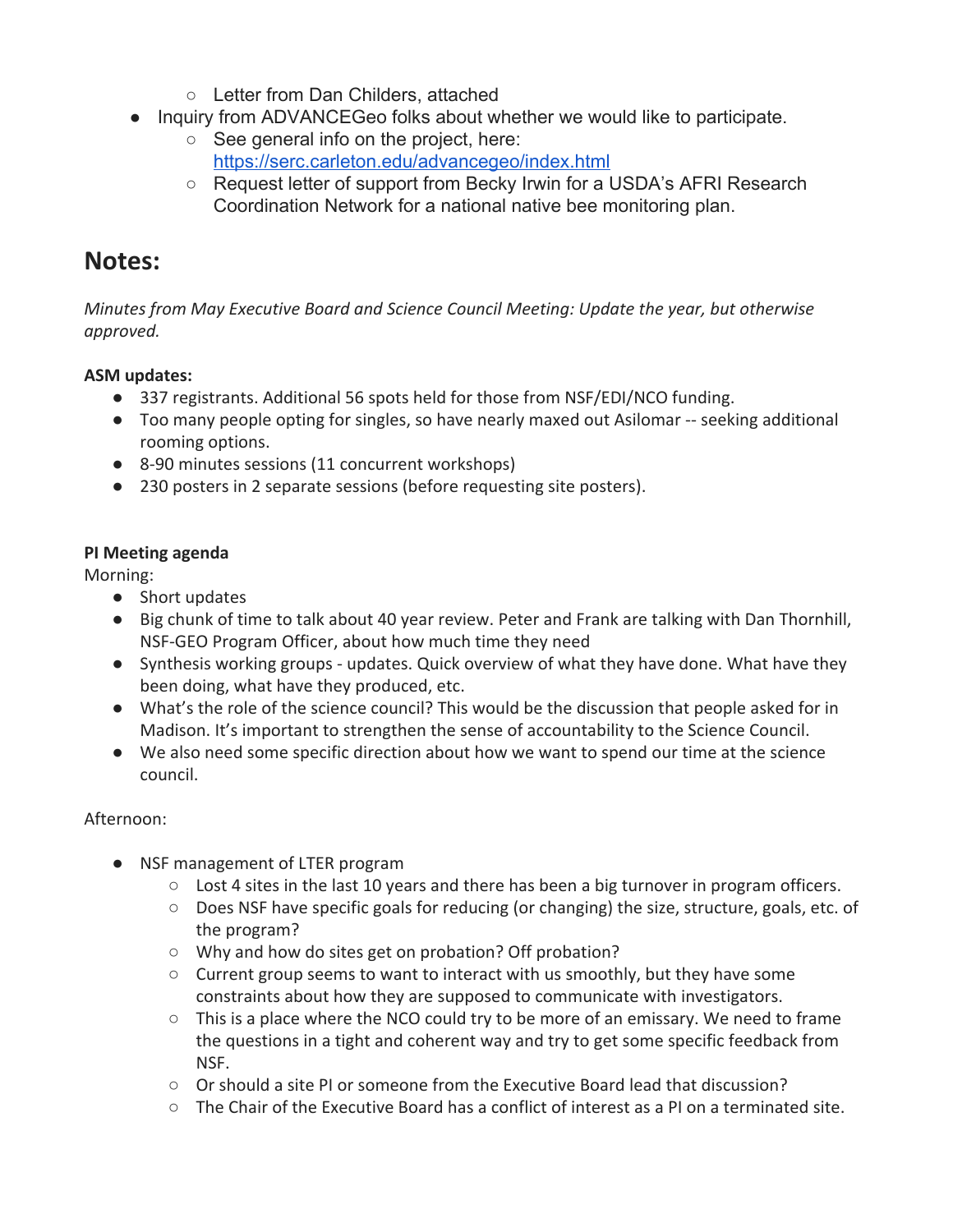- Letter from Dan Childers, attached
- Inquiry from ADVANCEGeo folks about whether we would like to participate.
    - See general info on the project, here: [https://serc.carleton.edu/advancegeo/index.html](https://serc.carleton.edu/advancegeo/index.html)
    - Request letter of support from Becky Irwin for a USDA's AFRI Research Coordination Network for a national native bee monitoring plan.

## Notes:

*Minutes from May Executive Board and Science Council Meeting: Update the year, but otherwise approved.*

**ASM updates:**

- 337 registrants. Additional 56 spots held for those from NSF/EDI/NCO funding.
- Too many people opting for singles, so have nearly maxed out Asilomar -- seeking additional rooming options.
- 8-90 minutes sessions (11 concurrent workshops)
- 230 posters in 2 separate sessions (before requesting site posters).

**PI Meeting agenda**

Morning:

- Short updates
- Big chunk of time to talk about 40 year review. Peter and Frank are talking with Dan Thornhill, NSF-GEO Program Officer, about how much time they need
- Synthesis working groups - updates. Quick overview of what they have done. What have they been doing, what have they produced, etc.
- What's the role of the science council? This would be the discussion that people asked for in Madison. It's important to strengthen the sense of accountability to the Science Council.
- We also need some specific direction about how we want to spend our time at the science council.

Afternoon:

- NSF management of LTER program
    - Lost 4 sites in the last 10 years and there has been a big turnover in program officers.
    - Does NSF have specific goals for reducing (or changing) the size, structure, goals, etc. of the program?
    - Why and how do sites get on probation? Off probation?
    - Current group seems to want to interact with us smoothly, but they have some constraints about how they are supposed to communicate with investigators.
    - This is a place where the NCO could try to be more of an emissary. We need to frame the questions in a tight and coherent way and try to get some specific feedback from NSF.
    - Or should a site PI or someone from the Executive Board lead that discussion?
    - The Chair of the Executive Board has a conflict of interest as a PI on a terminated site.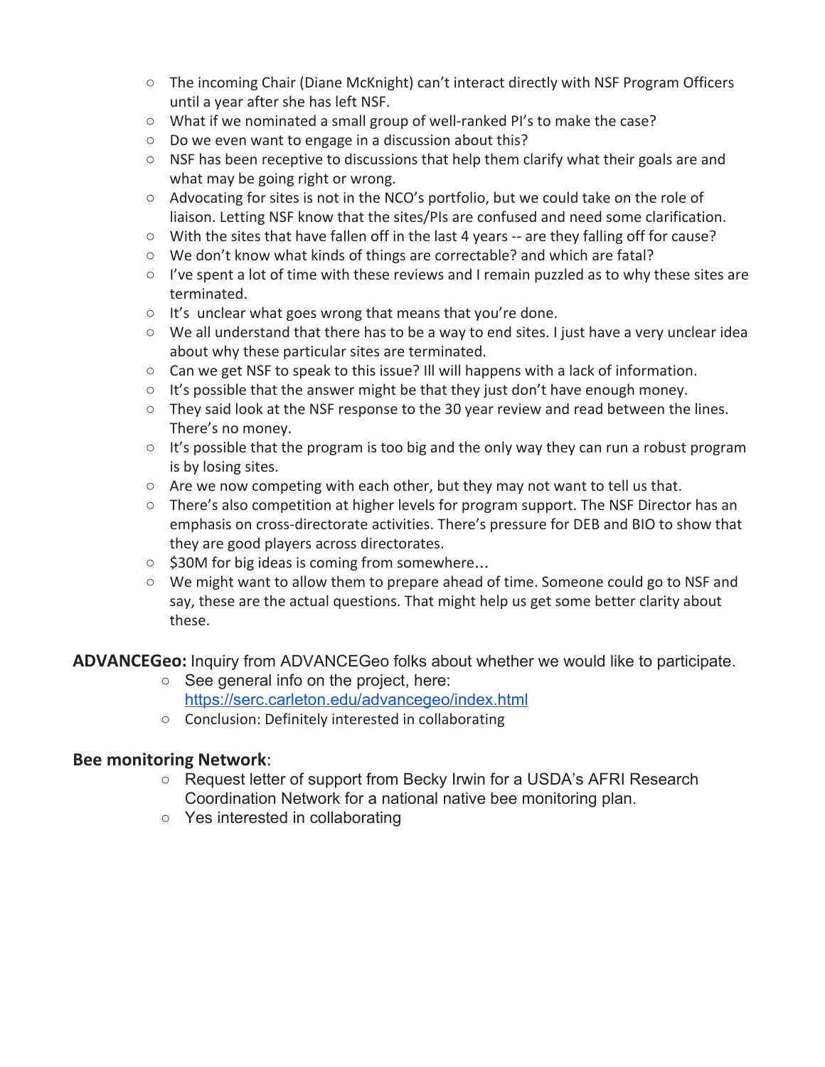- The incoming Chair (Diane McKnight) can't interact directly with NSF Program Officers until a year after she has left NSF.
- What if we nominated a small group of well-ranked PI's to make the case?
- Do we even want to engage in a discussion about this?
- NSF has been receptive to discussions that help them clarify what their goals are and what may be going right or wrong.
- Advocating for sites is not in the NCO's portfolio, but we could take on the role of liaison. Letting NSF know that the sites/PIs are confused and need some clarification.
- With the sites that have fallen off in the last 4 years -- are they falling off for cause?
- We don't know what kinds of things are correctable? and which are fatal?
- I've spent a lot of time with these reviews and I remain puzzled as to why these sites are terminated.
- It's unclear what goes wrong that means that you're done.
- We all understand that there has to be a way to end sites. I just have a very unclear idea about why these particular sites are terminated.
- Can we get NSF to speak to this issue? Ill will happens with a lack of information.
- It's possible that the answer might be that they just don't have enough money.
- They said look at the NSF response to the 30 year review and read between the lines. There's no money.
- It's possible that the program is too big and the only way they can run a robust program is by losing sites.
- Are we now competing with each other, but they may not want to tell us that.
- There's also competition at higher levels for program support. The NSF Director has an emphasis on cross-directorate activities. There's pressure for DEB and BIO to show that they are good players across directorates.
- $30M for big ideas is coming from somewhere…
- We might want to allow them to prepare ahead of time. Someone could go to NSF and say, these are the actual questions. That might help us get some better clarity about these.

**ADVANCEGeo:** Inquiry from ADVANCEGeo folks about whether we would like to participate.

- See general info on the project, here: https://serc.carleton.edu/advancegeo/index.html
- Conclusion: Definitely interested in collaborating

**Bee monitoring Network**:

- Request letter of support from Becky Irwin for a USDA's AFRI Research Coordination Network for a national native bee monitoring plan.
- Yes interested in collaborating